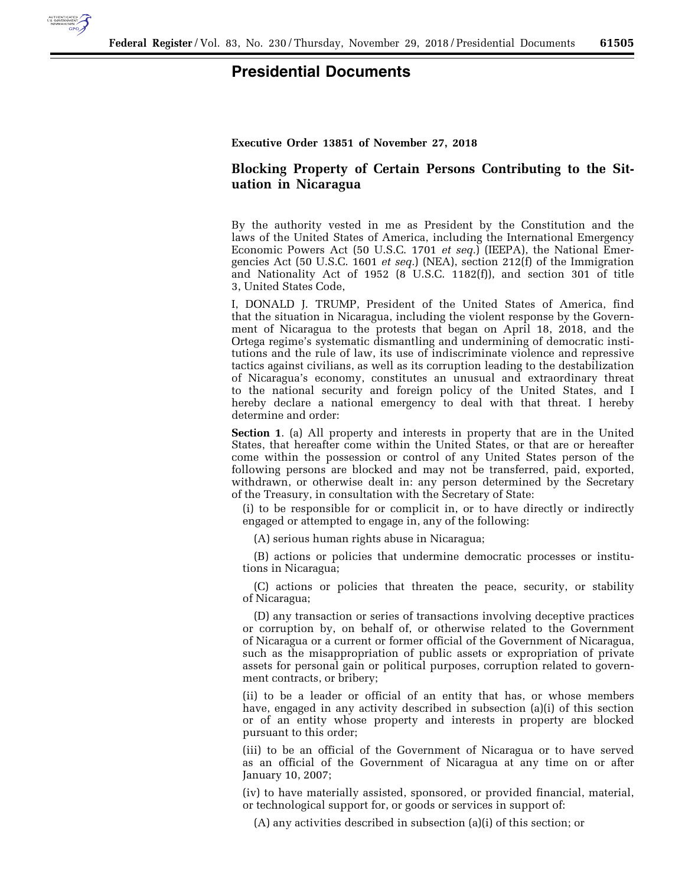# Presidential Documents

**Executive Order 13851 of November 27, 2018**

## Blocking Property of Certain Persons Contributing to the Situation in Nicaragua

By the authority vested in me as President by the Constitution and the laws of the United States of America, including the International Emergency Economic Powers Act (50 U.S.C. 1701 *et seq.*) (IEEPA), the National Emergencies Act (50 U.S.C. 1601 *et seq.*) (NEA), section 212(f) of the Immigration and Nationality Act of 1952 (8 U.S.C. 1182(f)), and section 301 of title 3, United States Code,

I, DONALD J. TRUMP, President of the United States of America, find that the situation in Nicaragua, including the violent response by the Government of Nicaragua to the protests that began on April 18, 2018, and the Ortega regime's systematic dismantling and undermining of democratic institutions and the rule of law, its use of indiscriminate violence and repressive tactics against civilians, as well as its corruption leading to the destabilization of Nicaragua's economy, constitutes an unusual and extraordinary threat to the national security and foreign policy of the United States, and I hereby declare a national emergency to deal with that threat. I hereby determine and order:

**Section 1**. (a) All property and interests in property that are in the United States, that hereafter come within the United States, or that are or hereafter come within the possession or control of any United States person of the following persons are blocked and may not be transferred, paid, exported, withdrawn, or otherwise dealt in: any person determined by the Secretary of the Treasury, in consultation with the Secretary of State:

(i) to be responsible for or complicit in, or to have directly or indirectly engaged or attempted to engage in, any of the following:

(A) serious human rights abuse in Nicaragua;

(B) actions or policies that undermine democratic processes or institutions in Nicaragua;

(C) actions or policies that threaten the peace, security, or stability of Nicaragua;

(D) any transaction or series of transactions involving deceptive practices or corruption by, on behalf of, or otherwise related to the Government of Nicaragua or a current or former official of the Government of Nicaragua, such as the misappropriation of public assets or expropriation of private assets for personal gain or political purposes, corruption related to government contracts, or bribery;

(ii) to be a leader or official of an entity that has, or whose members have, engaged in any activity described in subsection (a)(i) of this section or of an entity whose property and interests in property are blocked pursuant to this order;

(iii) to be an official of the Government of Nicaragua or to have served as an official of the Government of Nicaragua at any time on or after January 10, 2007;

(iv) to have materially assisted, sponsored, or provided financial, material, or technological support for, or goods or services in support of:

(A) any activities described in subsection (a)(i) of this section; or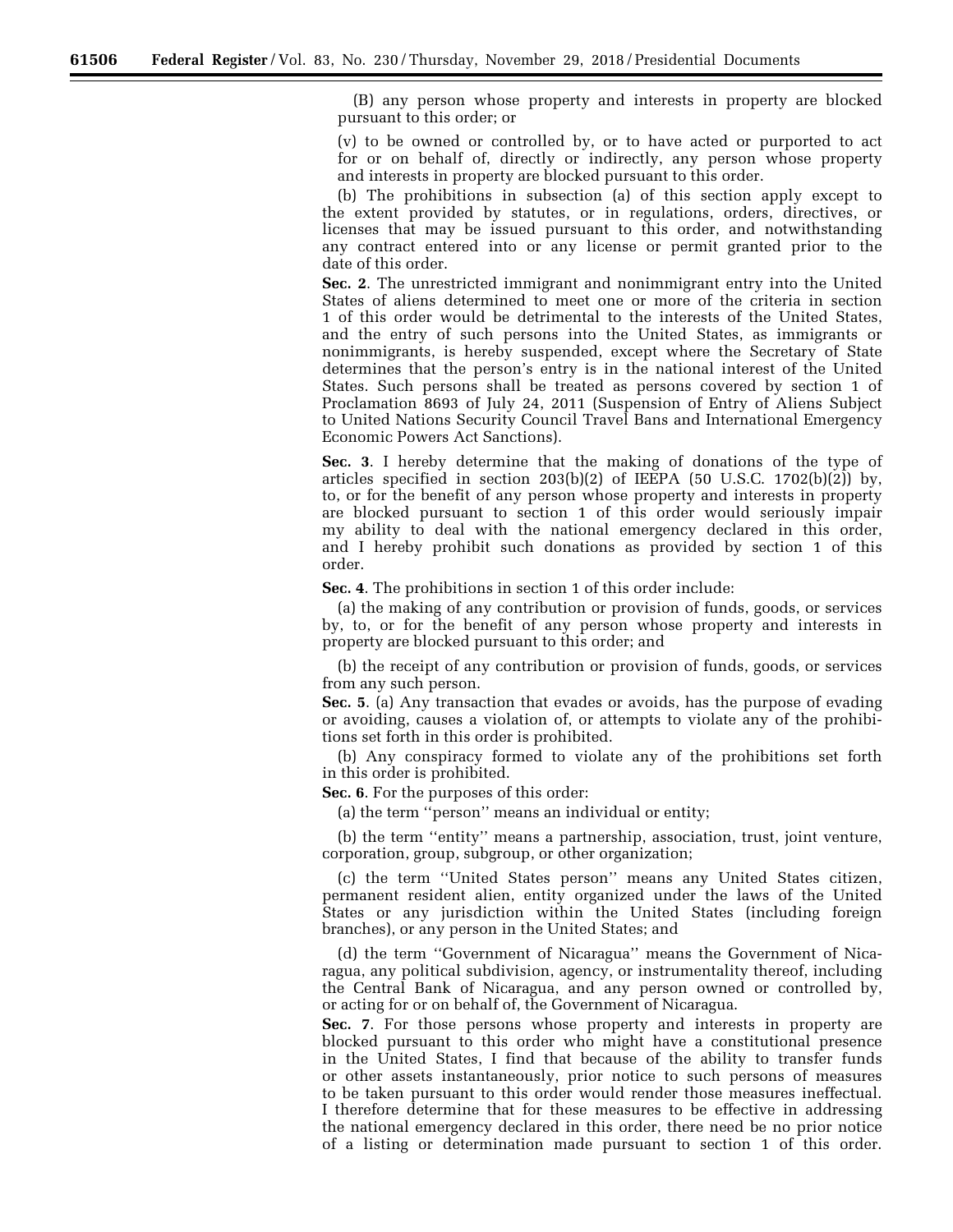(B) any person whose property and interests in property are blocked pursuant to this order; or

(v) to be owned or controlled by, or to have acted or purported to act for or on behalf of, directly or indirectly, any person whose property and interests in property are blocked pursuant to this order.

(b) The prohibitions in subsection (a) of this section apply except to the extent provided by statutes, or in regulations, orders, directives, or licenses that may be issued pursuant to this order, and notwithstanding any contract entered into or any license or permit granted prior to the date of this order.

**Sec. 2**. The unrestricted immigrant and nonimmigrant entry into the United States of aliens determined to meet one or more of the criteria in section 1 of this order would be detrimental to the interests of the United States, and the entry of such persons into the United States, as immigrants or nonimmigrants, is hereby suspended, except where the Secretary of State determines that the person's entry is in the national interest of the United States. Such persons shall be treated as persons covered by section 1 of Proclamation 8693 of July 24, 2011 (Suspension of Entry of Aliens Subject to United Nations Security Council Travel Bans and International Emergency Economic Powers Act Sanctions).

**Sec. 3**. I hereby determine that the making of donations of the type of articles specified in section 203(b)(2) of IEEPA (50 U.S.C. 1702(b)(2)) by, to, or for the benefit of any person whose property and interests in property are blocked pursuant to section 1 of this order would seriously impair my ability to deal with the national emergency declared in this order, and I hereby prohibit such donations as provided by section 1 of this order.

**Sec. 4**. The prohibitions in section 1 of this order include:

(a) the making of any contribution or provision of funds, goods, or services by, to, or for the benefit of any person whose property and interests in property are blocked pursuant to this order; and

(b) the receipt of any contribution or provision of funds, goods, or services from any such person.

**Sec. 5**. (a) Any transaction that evades or avoids, has the purpose of evading or avoiding, causes a violation of, or attempts to violate any of the prohibitions set forth in this order is prohibited.

(b) Any conspiracy formed to violate any of the prohibitions set forth in this order is prohibited.

**Sec. 6**. For the purposes of this order:

(a) the term "person" means an individual or entity;

(b) the term "entity" means a partnership, association, trust, joint venture, corporation, group, subgroup, or other organization;

(c) the term "United States person" means any United States citizen, permanent resident alien, entity organized under the laws of the United States or any jurisdiction within the United States (including foreign branches), or any person in the United States; and

(d) the term "Government of Nicaragua" means the Government of Nicaragua, any political subdivision, agency, or instrumentality thereof, including the Central Bank of Nicaragua, and any person owned or controlled by, or acting for or on behalf of, the Government of Nicaragua.

**Sec. 7**. For those persons whose property and interests in property are blocked pursuant to this order who might have a constitutional presence in the United States, I find that because of the ability to transfer funds or other assets instantaneously, prior notice to such persons of measures to be taken pursuant to this order would render those measures ineffectual. I therefore determine that for these measures to be effective in addressing the national emergency declared in this order, there need be no prior notice of a listing or determination made pursuant to section 1 of this order.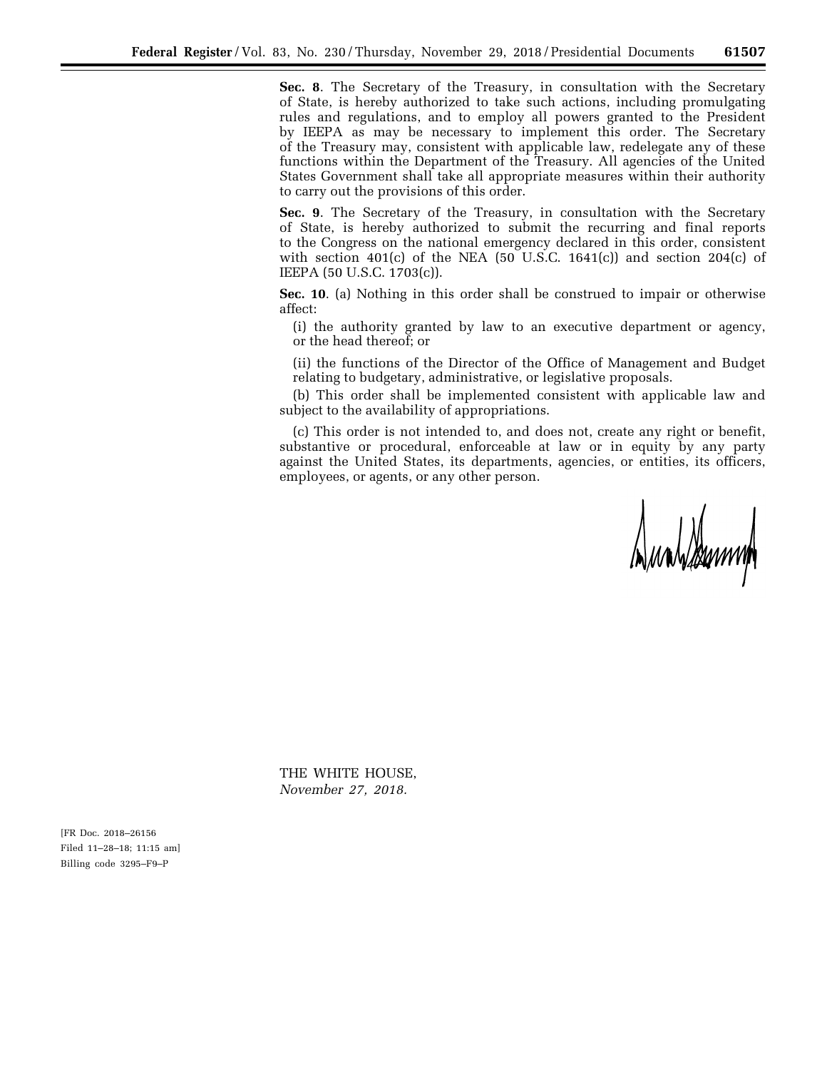**Sec. 8**. The Secretary of the Treasury, in consultation with the Secretary of State, is hereby authorized to take such actions, including promulgating rules and regulations, and to employ all powers granted to the President by IEEPA as may be necessary to implement this order. The Secretary of the Treasury may, consistent with applicable law, redelegate any of these functions within the Department of the Treasury. All agencies of the United States Government shall take all appropriate measures within their authority to carry out the provisions of this order.

**Sec. 9**. The Secretary of the Treasury, in consultation with the Secretary of State, is hereby authorized to submit the recurring and final reports to the Congress on the national emergency declared in this order, consistent with section 401(c) of the NEA (50 U.S.C. 1641(c)) and section 204(c) of IEEPA (50 U.S.C. 1703(c)).

**Sec. 10**. (a) Nothing in this order shall be construed to impair or otherwise affect:

(i) the authority granted by law to an executive department or agency, or the head thereof; or

(ii) the functions of the Director of the Office of Management and Budget relating to budgetary, administrative, or legislative proposals.

(b) This order shall be implemented consistent with applicable law and subject to the availability of appropriations.

(c) This order is not intended to, and does not, create any right or benefit, substantive or procedural, enforceable at law or in equity by any party against the United States, its departments, agencies, or entities, its officers, employees, or agents, or any other person.

THE WHITE HOUSE,
*November 27, 2018.*

[FR Doc. 2018–26156
Filed 11–28–18; 11:15 am]
Billing code 3295–F9–P